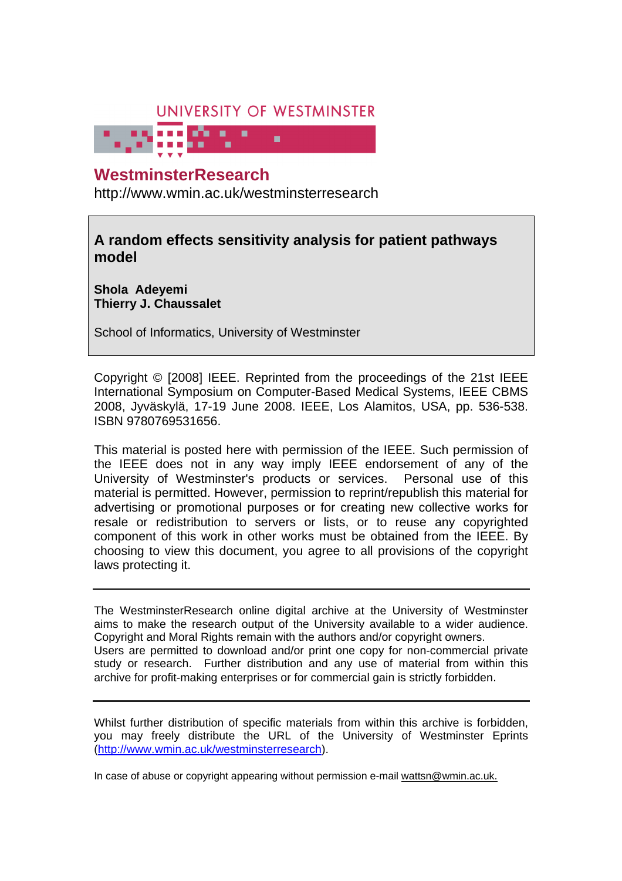UNIVERSITY OF WESTMINSTER

# WestminsterResearch

http://www.wmin.ac.uk/westminsterresearch

## A random effects sensitivity analysis for patient pathways model

**Shola Adeyemi**
**Thierry J. Chaussalet**

School of Informatics, University of Westminster

Copyright © [2008] IEEE. Reprinted from the proceedings of the 21st IEEE International Symposium on Computer-Based Medical Systems, IEEE CBMS 2008, Jyväskylä, 17-19 June 2008. IEEE, Los Alamitos, USA, pp. 536-538. ISBN 9780769531656.

This material is posted here with permission of the IEEE. Such permission of the IEEE does not in any way imply IEEE endorsement of any of the University of Westminster's products or services. Personal use of this material is permitted. However, permission to reprint/republish this material for advertising or promotional purposes or for creating new collective works for resale or redistribution to servers or lists, or to reuse any copyrighted component of this work in other works must be obtained from the IEEE. By choosing to view this document, you agree to all provisions of the copyright laws protecting it.

---

The WestminsterResearch online digital archive at the University of Westminster aims to make the research output of the University available to a wider audience. Copyright and Moral Rights remain with the authors and/or copyright owners. Users are permitted to download and/or print one copy for non-commercial private study or research. Further distribution and any use of material from within this archive for profit-making enterprises or for commercial gain is strictly forbidden.

---

Whilst further distribution of specific materials from within this archive is forbidden, you may freely distribute the URL of the University of Westminster Eprints (http://www.wmin.ac.uk/westminsterresearch).

In case of abuse or copyright appearing without permission e-mail wattsn@wmin.ac.uk.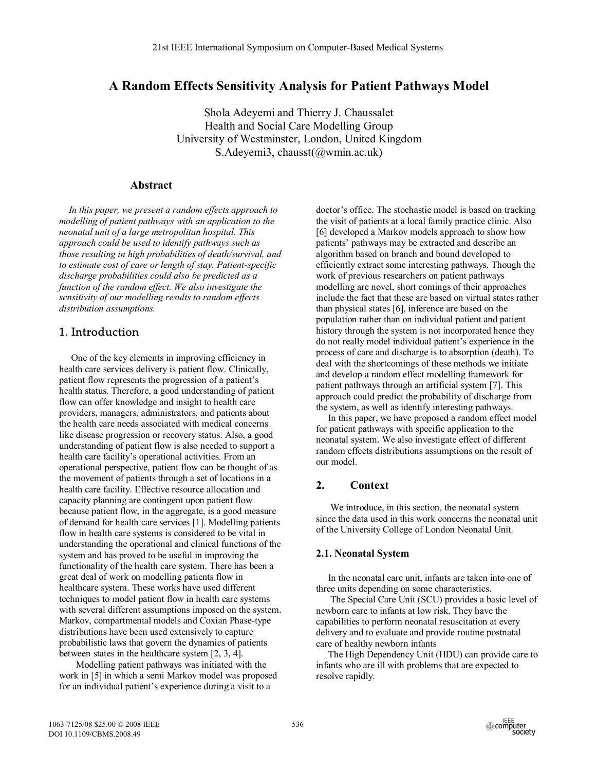# A Random Effects Sensitivity Analysis for Patient Pathways Model

Shola Adeyemi and Thierry J. Chaussalet
Health and Social Care Modelling Group
University of Westminster, London, United Kingdom
S.Adeyemi3, chausst(@wmin.ac.uk)

## Abstract

*In this paper, we present a random effects approach to modelling of patient pathways with an application to the neonatal unit of a large metropolitan hospital. This approach could be used to identify pathways such as those resulting in high probabilities of death/survival, and to estimate cost of care or length of stay. Patient-specific discharge probabilities could also be predicted as a function of the random effect. We also investigate the sensitivity of our modelling results to random effects distribution assumptions.*

## 1. Introduction

One of the key elements in improving efficiency in health care services delivery is patient flow. Clinically, patient flow represents the progression of a patient's health status. Therefore, a good understanding of patient flow can offer knowledge and insight to health care providers, managers, administrators, and patients about the health care needs associated with medical concerns like disease progression or recovery status. Also, a good understanding of patient flow is also needed to support a health care facility's operational activities. From an operational perspective, patient flow can be thought of as the movement of patients through a set of locations in a health care facility. Effective resource allocation and capacity planning are contingent upon patient flow because patient flow, in the aggregate, is a good measure of demand for health care services [1]. Modelling patients flow in health care systems is considered to be vital in understanding the operational and clinical functions of the system and has proved to be useful in improving the functionality of the health care system. There has been a great deal of work on modelling patients flow in healthcare system. These works have used different techniques to model patient flow in health care systems with several different assumptions imposed on the system. Markov, compartmental models and Coxian Phase-type distributions have been used extensively to capture probabilistic laws that govern the dynamics of patients between states in the healthcare system [2, 3, 4].

Modelling patient pathways was initiated with the work in [5] in which a semi Markov model was proposed for an individual patient's experience during a visit to a doctor's office. The stochastic model is based on tracking the visit of patients at a local family practice clinic. Also [6] developed a Markov models approach to show how patients' pathways may be extracted and describe an algorithm based on branch and bound developed to efficiently extract some interesting pathways. Though the work of previous researchers on patient pathways modelling are novel, short comings of their approaches include the fact that these are based on virtual states rather than physical states [6], inference are based on the population rather than on individual patient and patient history through the system is not incorporated hence they do not really model individual patient's experience in the process of care and discharge is to absorption (death). To deal with the shortcomings of these methods we initiate and develop a random effect modelling framework for patient pathways through an artificial system [7]. This approach could predict the probability of discharge from the system, as well as identify interesting pathways.

In this paper, we have proposed a random effect model for patient pathways with specific application to the neonatal system. We also investigate effect of different random effects distributions assumptions on the result of our model.

## 2. Context

We introduce, in this section, the neonatal system since the data used in this work concerns the neonatal unit of the University College of London Neonatal Unit.

### 2.1. Neonatal System

In the neonatal care unit, infants are taken into one of three units depending on some characteristics.

The Special Care Unit (SCU) provides a basic level of newborn care to infants at low risk. They have the capabilities to perform neonatal resuscitation at every delivery and to evaluate and provide routine postnatal care of healthy newborn infants

The High Dependency Unit (HDU) can provide care to infants who are ill with problems that are expected to resolve rapidly.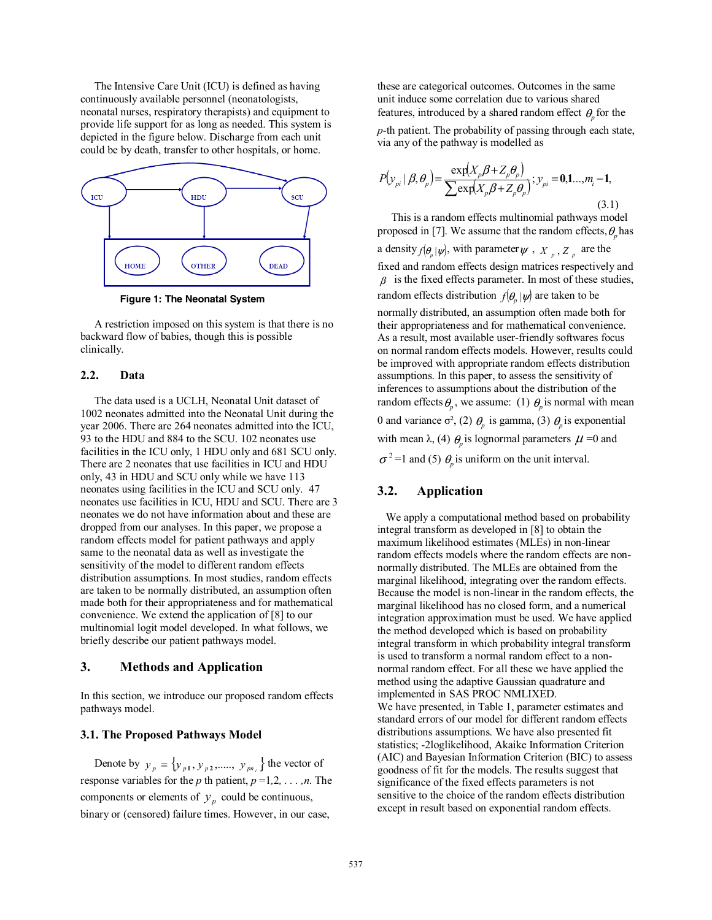The Intensive Care Unit (ICU) is defined as having continuously available personnel (neonatologists, neonatal nurses, respiratory therapists) and equipment to provide life support for as long as needed. This system is depicted in the figure below. Discharge from each unit could be by death, transfer to other hospitals, or home.

**Figure 1: The Neonatal System**

A restriction imposed on this system is that there is no backward flow of babies, though this is possible clinically.

## 2.2. Data

The data used is a UCLH, Neonatal Unit dataset of 1002 neonates admitted into the Neonatal Unit during the year 2006. There are 264 neonates admitted into the ICU, 93 to the HDU and 884 to the SCU. 102 neonates use facilities in the ICU only, 1 HDU only and 681 SCU only. There are 2 neonates that use facilities in ICU and HDU only, 43 in HDU and SCU only while we have 113 neonates using facilities in the ICU and SCU only. 47 neonates use facilities in ICU, HDU and SCU. There are 3 neonates we do not have information about and these are dropped from our analyses. In this paper, we propose a random effects model for patient pathways and apply same to the neonatal data as well as investigate the sensitivity of the model to different random effects distribution assumptions. In most studies, random effects are taken to be normally distributed, an assumption often made both for their appropriateness and for mathematical convenience. We extend the application of [8] to our multinomial logit model developed. In what follows, we briefly describe our patient pathways model.

# 3. Methods and Application

In this section, we introduce our proposed random effects pathways model.

## 3.1. The Proposed Pathways Model

Denote by $y_p = \{y_{p1}, y_{p2}, \ldots, y_{pn_i}\}$ the vector of response variables for the $p$ th patient, $p = 1,2, \ldots, n$. The components or elements of $y_p$ could be continuous, binary or (censored) failure times. However, in our case, these are categorical outcomes. Outcomes in the same unit induce some correlation due to various shared features, introduced by a shared random effect $\theta_p$ for the $p$-th patient. The probability of passing through each state, via any of the pathway is modelled as

$$P(y_{pi} \mid \beta, \theta_p) = \frac{\exp(X_p\beta + Z_p\theta_p)}{\sum \exp(X_p\beta + Z_p\theta_p)}; \; y_{pi} = \mathbf{0}, \mathbf{1} \ldots, m_i - \mathbf{1}, \tag{3.1}$$

This is a random effects multinomial pathways model proposed in [7]. We assume that the random effects, $\theta_p$ has a density $f(\theta_p \mid \psi)$, with parameter $\psi$, $X_p, Z_p$ are the fixed and random effects design matrices respectively and $\beta$ is the fixed effects parameter. In most of these studies, random effects distribution $f(\theta_p \mid \psi)$ are taken to be normally distributed, an assumption often made both for their appropriateness and for mathematical convenience. As a result, most available user-friendly softwares focus on normal random effects models. However, results could be improved with appropriate random effects distribution assumptions. In this paper, to assess the sensitivity of inferences to assumptions about the distribution of the random effects $\theta_p$, we assume: (1) $\theta_p$ is normal with mean 0 and variance $\sigma^2$, (2) $\theta_p$ is gamma, (3) $\theta_p$ is exponential with mean $\lambda$, (4) $\theta_p$ is lognormal parameters $\mu = 0$ and $\sigma^2 = 1$ and (5) $\theta_p$ is uniform on the unit interval.

## 3.2. Application

We apply a computational method based on probability integral transform as developed in [8] to obtain the maximum likelihood estimates (MLEs) in non-linear random effects models where the random effects are non-normally distributed. The MLEs are obtained from the marginal likelihood, integrating over the random effects. Because the model is non-linear in the random effects, the marginal likelihood has no closed form, and a numerical integration approximation must be used. We have applied the method developed which is based on probability integral transform in which probability integral transform is used to transform a normal random effect to a non-normal random effect. For all these we have applied the method using the adaptive Gaussian quadrature and implemented in SAS PROC NMLIXED.

We have presented, in Table 1, parameter estimates and standard errors of our model for different random effects distributions assumptions. We have also presented fit statistics; -2loglikelihood, Akaike Information Criterion (AIC) and Bayesian Information Criterion (BIC) to assess goodness of fit for the models. The results suggest that significance of the fixed effects parameters is not sensitive to the choice of the random effects distribution except in result based on exponential random effects.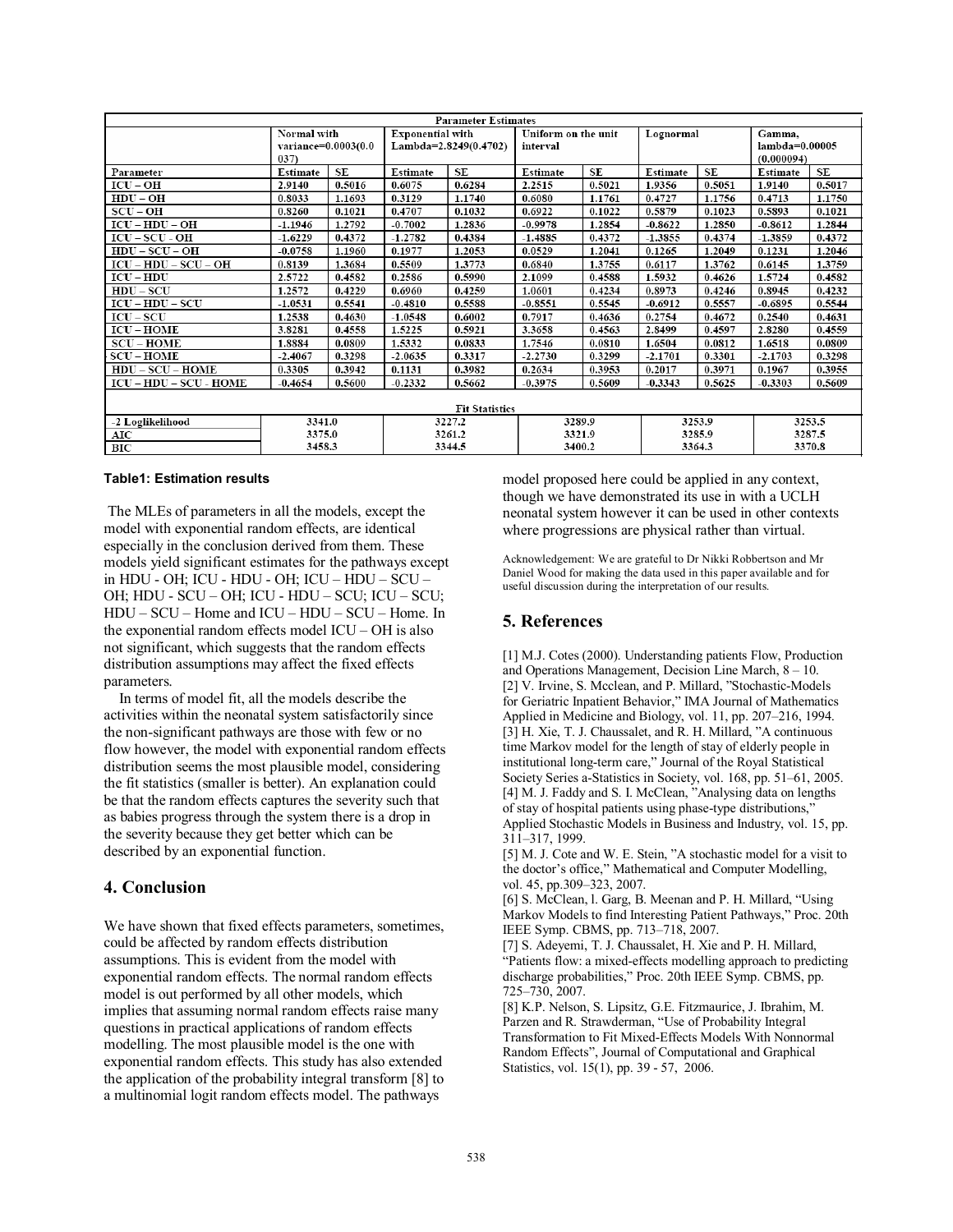| Parameter Estimates | | | | | | | | | | |
|---|---|---|---|---|---|---|---|---|---|---|
| | Normal with variance=0.0003(0.0037) | | Exponential with Lambda=2.8249(0.4702) | | Uniform on the unit interval | | Lognormal | | Gamma, lambda=0.00005 (0.000094) | |
| Parameter | Estimate | SE | Estimate | SE | Estimate | SE | Estimate | SE | Estimate | SE |
| ICU – OH | 2.9140 | 0.5016 | 0.6075 | 0.6284 | 2.2515 | 0.5021 | 1.9356 | 0.5051 | 1.9140 | 0.5017 |
| HDU – OH | 0.8033 | 1.1693 | 0.3129 | 1.1740 | 0.6080 | 1.1761 | 0.4727 | 1.1756 | 0.4713 | 1.1750 |
| SCU – OH | 0.8260 | 0.1021 | 0.4707 | 0.1032 | 0.6922 | 0.1022 | 0.5879 | 0.1023 | 0.5893 | 0.1021 |
| ICU – HDU – OH | -1.1946 | 1.2792 | -0.7002 | 1.2836 | -0.9978 | 1.2854 | -0.8622 | 1.2850 | -0.8612 | 1.2844 |
| ICU – SCU - OH | -1.6229 | 0.4372 | -1.2782 | 0.4384 | -1.4885 | 0.4372 | -1.3855 | 0.4374 | -1.3859 | 0.4372 |
| HDU – SCU – OH | -0.0758 | 1.1960 | 0.1977 | 1.2053 | 0.0529 | 1.2041 | 0.1265 | 1.2049 | 0.1231 | 1.2046 |
| ICU – HDU – SCU – OH | 0.8139 | 1.3684 | 0.5509 | 1.3773 | 0.6840 | 1.3755 | 0.6117 | 1.3762 | 0.6145 | 1.3759 |
| ICU – HDU | 2.5722 | 0.4582 | 0.2586 | 0.5990 | 2.1099 | 0.4588 | 1.5932 | 0.4626 | 1.5724 | 0.4582 |
| HDU – SCU | 1.2572 | 0.4229 | 0.6960 | 0.4259 | 1.0601 | 0.4234 | 0.8973 | 0.4246 | 0.8945 | 0.4232 |
| ICU – HDU – SCU | -1.0531 | 0.5541 | -0.4810 | 0.5588 | -0.8551 | 0.5545 | -0.6912 | 0.5557 | -0.6895 | 0.5544 |
| ICU – SCU | 1.2538 | 0.4630 | -1.0548 | 0.6002 | 0.7917 | 0.4636 | 0.2754 | 0.4672 | 0.2540 | 0.4631 |
| ICU – HOME | 3.8281 | 0.4558 | 1.5225 | 0.5921 | 3.3658 | 0.4563 | 2.8499 | 0.4597 | 2.8280 | 0.4559 |
| SCU – HOME | 1.8884 | 0.0809 | 1.5332 | 0.0833 | 1.7546 | 0.0810 | 1.6504 | 0.0812 | 1.6518 | 0.0809 |
| SCU – HOME | -2.4067 | 0.3298 | -2.0635 | 0.3317 | -2.2730 | 0.3299 | -2.1701 | 0.3301 | -2.1703 | 0.3298 |
| HDU – SCU – HOME | 0.3305 | 0.3942 | 0.1131 | 0.3982 | 0.2634 | 0.3953 | 0.2017 | 0.3971 | 0.1967 | 0.3955 |
| ICU – HDU – SCU - HOME | -0.4654 | 0.5600 | -0.2332 | 0.5662 | -0.3975 | 0.5609 | -0.3343 | 0.5625 | -0.3303 | 0.5609 |
| Fit Statistics | | | | | | | | | | |
| -2 Loglikelihood | 3341.0 | | 3227.2 | | 3289.9 | | 3253.9 | | 3253.5 | |
| AIC | 3375.0 | | 3261.2 | | 3321.9 | | 3285.9 | | 3287.5 | |
| BIC | 3458.3 | | 3344.5 | | 3400.2 | | 3364.3 | | 3370.8 | |

**Table1: Estimation results**

The MLEs of parameters in all the models, except the model with exponential random effects, are identical especially in the conclusion derived from them. These models yield significant estimates for the pathways except in HDU - OH; ICU - HDU - OH; ICU – HDU – SCU – OH; HDU - SCU – OH; ICU - HDU – SCU; ICU – SCU; HDU – SCU – Home and ICU – HDU – SCU – Home. In the exponential random effects model ICU – OH is also not significant, which suggests that the random effects distribution assumptions may affect the fixed effects parameters.

In terms of model fit, all the models describe the activities within the neonatal system satisfactorily since the non-significant pathways are those with few or no flow however, the model with exponential random effects distribution seems the most plausible model, considering the fit statistics (smaller is better). An explanation could be that the random effects captures the severity such that as babies progress through the system there is a drop in the severity because they get better which can be described by an exponential function.

## 4. Conclusion

We have shown that fixed effects parameters, sometimes, could be affected by random effects distribution assumptions. This is evident from the model with exponential random effects. The normal random effects model is out performed by all other models, which implies that assuming normal random effects raise many questions in practical applications of random effects modelling. The most plausible model is the one with exponential random effects. This study has also extended the application of the probability integral transform [8] to a multinomial logit random effects model. The pathways model proposed here could be applied in any context, though we have demonstrated its use in with a UCLH neonatal system however it can be used in other contexts where progressions are physical rather than virtual.

Acknowledgement: We are grateful to Dr Nikki Robbertson and Mr Daniel Wood for making the data used in this paper available and for useful discussion during the interpretation of our results.

## 5. References

[1] M.J. Cotes (2000). Understanding patients Flow, Production and Operations Management, Decision Line March, 8 – 10.
[2] V. Irvine, S. Mcclean, and P. Millard, "Stochastic-Models for Geriatric Inpatient Behavior," IMA Journal of Mathematics Applied in Medicine and Biology, vol. 11, pp. 207–216, 1994.
[3] H. Xie, T. J. Chaussalet, and R. H. Millard, "A continuous time Markov model for the length of stay of elderly people in institutional long-term care," Journal of the Royal Statistical Society Series a-Statistics in Society, vol. 168, pp. 51–61, 2005.
[4] M. J. Faddy and S. I. McClean, "Analysing data on lengths of stay of hospital patients using phase-type distributions," Applied Stochastic Models in Business and Industry, vol. 15, pp. 311–317, 1999.
[5] M. J. Cote and W. E. Stein, "A stochastic model for a visit to the doctor's office," Mathematical and Computer Modelling, vol. 45, pp.309–323, 2007.
[6] S. McClean, l. Garg, B. Meenan and P. H. Millard, "Using Markov Models to find Interesting Patient Pathways," Proc. 20th IEEE Symp. CBMS, pp. 713–718, 2007.
[7] S. Adeyemi, T. J. Chaussalet, H. Xie and P. H. Millard, "Patients flow: a mixed-effects modelling approach to predicting discharge probabilities," Proc. 20th IEEE Symp. CBMS, pp. 725–730, 2007.
[8] K.P. Nelson, S. Lipsitz, G.E. Fitzmaurice, J. Ibrahim, M. Parzen and R. Strawderman, "Use of Probability Integral Transformation to Fit Mixed-Effects Models With Nonnormal Random Effects", Journal of Computational and Graphical Statistics, vol. 15(1), pp. 39 - 57, 2006.